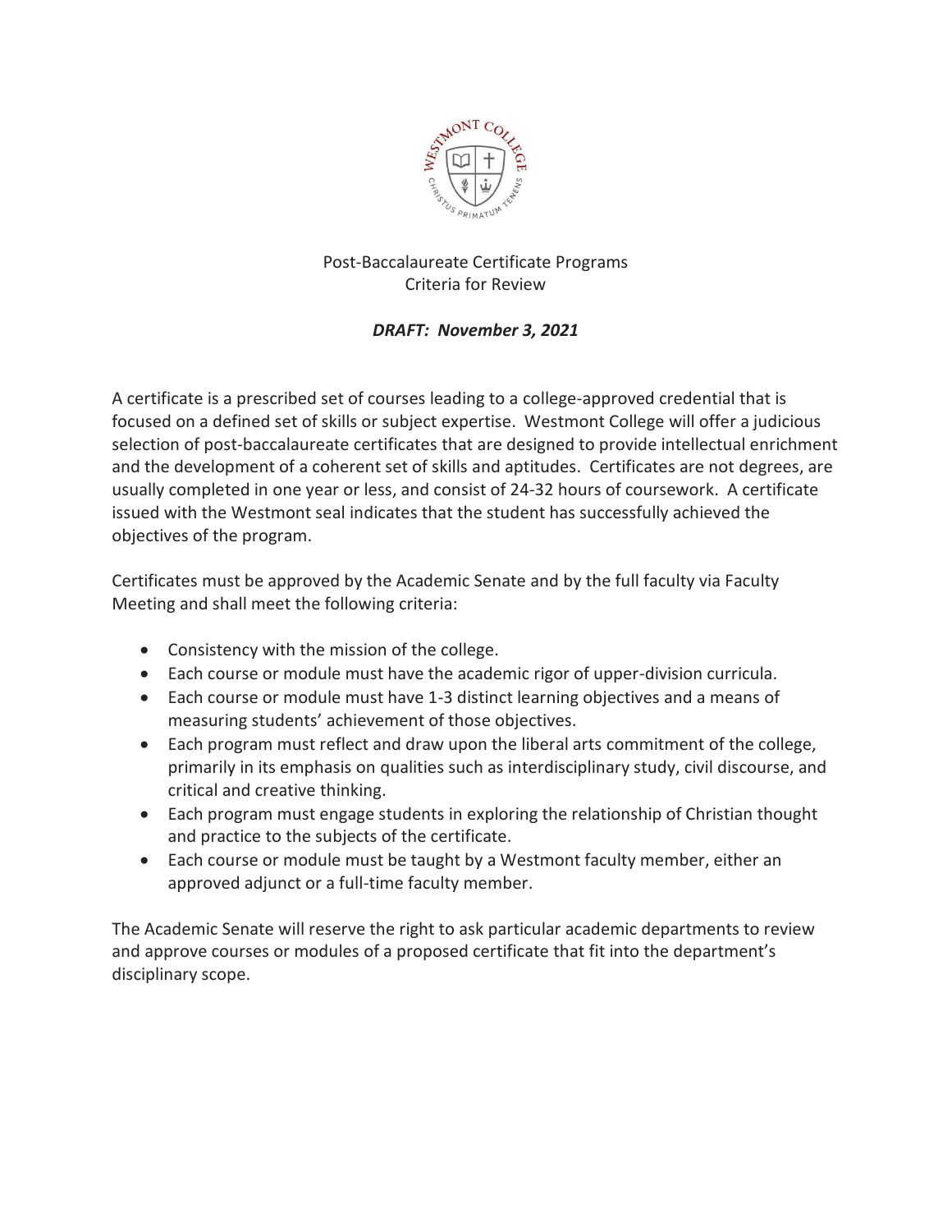# Post-Baccalaureate Certificate Programs
## Criteria for Review

***DRAFT: November 3, 2021***

A certificate is a prescribed set of courses leading to a college-approved credential that is focused on a defined set of skills or subject expertise. Westmont College will offer a judicious selection of post-baccalaureate certificates that are designed to provide intellectual enrichment and the development of a coherent set of skills and aptitudes. Certificates are not degrees, are usually completed in one year or less, and consist of 24-32 hours of coursework. A certificate issued with the Westmont seal indicates that the student has successfully achieved the objectives of the program.

Certificates must be approved by the Academic Senate and by the full faculty via Faculty Meeting and shall meet the following criteria:

- Consistency with the mission of the college.
- Each course or module must have the academic rigor of upper-division curricula.
- Each course or module must have 1-3 distinct learning objectives and a means of measuring students' achievement of those objectives.
- Each program must reflect and draw upon the liberal arts commitment of the college, primarily in its emphasis on qualities such as interdisciplinary study, civil discourse, and critical and creative thinking.
- Each program must engage students in exploring the relationship of Christian thought and practice to the subjects of the certificate.
- Each course or module must be taught by a Westmont faculty member, either an approved adjunct or a full-time faculty member.

The Academic Senate will reserve the right to ask particular academic departments to review and approve courses or modules of a proposed certificate that fit into the department's disciplinary scope.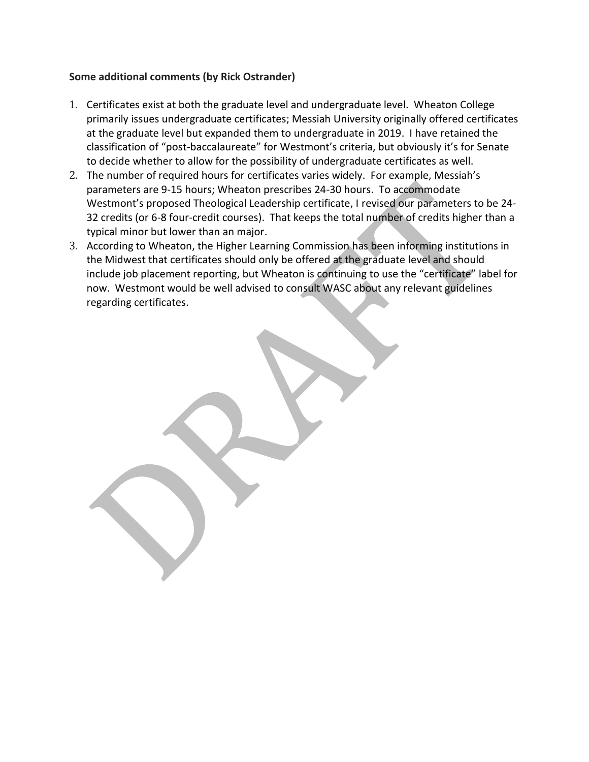**Some additional comments (by Rick Ostrander)**

1. Certificates exist at both the graduate level and undergraduate level. Wheaton College primarily issues undergraduate certificates; Messiah University originally offered certificates at the graduate level but expanded them to undergraduate in 2019. I have retained the classification of "post-baccalaureate" for Westmont's criteria, but obviously it's for Senate to decide whether to allow for the possibility of undergraduate certificates as well.
2. The number of required hours for certificates varies widely. For example, Messiah's parameters are 9-15 hours; Wheaton prescribes 24-30 hours. To accommodate Westmont's proposed Theological Leadership certificate, I revised our parameters to be 24-32 credits (or 6-8 four-credit courses). That keeps the total number of credits higher than a typical minor but lower than an major.
3. According to Wheaton, the Higher Learning Commission has been informing institutions in the Midwest that certificates should only be offered at the graduate level and should include job placement reporting, but Wheaton is continuing to use the "certificate" label for now. Westmont would be well advised to consult WASC about any relevant guidelines regarding certificates.